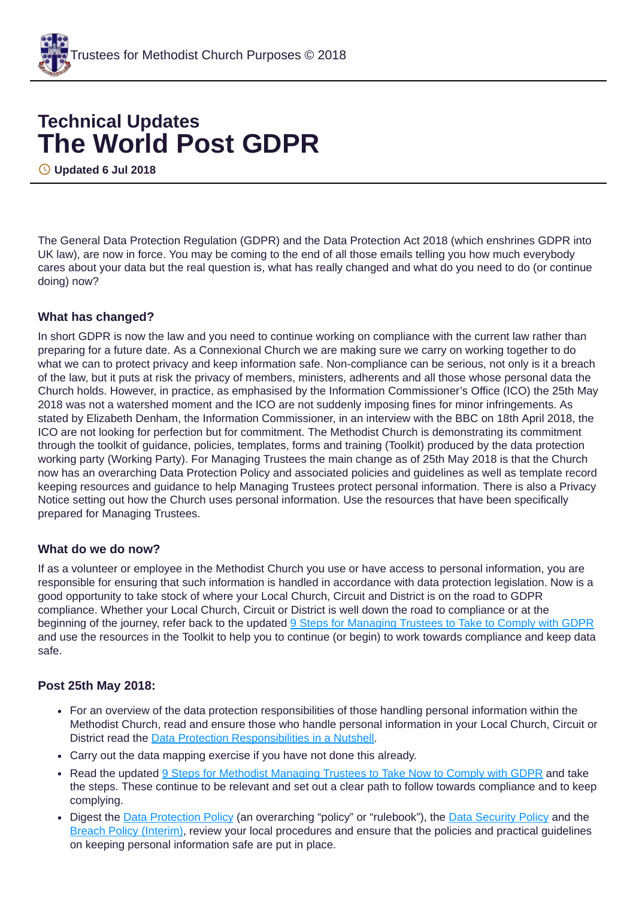# Technical Updates
# The World Post GDPR

**Updated 6 Jul 2018**

The General Data Protection Regulation (GDPR) and the Data Protection Act 2018 (which enshrines GDPR into UK law), are now in force. You may be coming to the end of all those emails telling you how much everybody cares about your data but the real question is, what has really changed and what do you need to do (or continue doing) now?

### What has changed?

In short GDPR is now the law and you need to continue working on compliance with the current law rather than preparing for a future date. As a Connexional Church we are making sure we carry on working together to do what we can to protect privacy and keep information safe. Non-compliance can be serious, not only is it a breach of the law, but it puts at risk the privacy of members, ministers, adherents and all those whose personal data the Church holds. However, in practice, as emphasised by the Information Commissioner's Office (ICO) the 25th May 2018 was not a watershed moment and the ICO are not suddenly imposing fines for minor infringements. As stated by Elizabeth Denham, the Information Commissioner, in an interview with the BBC on 18th April 2018, the ICO are not looking for perfection but for commitment. The Methodist Church is demonstrating its commitment through the toolkit of guidance, policies, templates, forms and training (Toolkit) produced by the data protection working party (Working Party). For Managing Trustees the main change as of 25th May 2018 is that the Church now has an overarching Data Protection Policy and associated policies and guidelines as well as template record keeping resources and guidance to help Managing Trustees protect personal information. There is also a Privacy Notice setting out how the Church uses personal information. Use the resources that have been specifically prepared for Managing Trustees.

### What do we do now?

If as a volunteer or employee in the Methodist Church you use or have access to personal information, you are responsible for ensuring that such information is handled in accordance with data protection legislation. Now is a good opportunity to take stock of where your Local Church, Circuit and District is on the road to GDPR compliance. Whether your Local Church, Circuit or District is well down the road to compliance or at the beginning of the journey, refer back to the updated 9 Steps for Managing Trustees to Take to Comply with GDPR and use the resources in the Toolkit to help you to continue (or begin) to work towards compliance and keep data safe.

### Post 25th May 2018:

- For an overview of the data protection responsibilities of those handling personal information within the Methodist Church, read and ensure those who handle personal information in your Local Church, Circuit or District read the Data Protection Responsibilities in a Nutshell.
- Carry out the data mapping exercise if you have not done this already.
- Read the updated 9 Steps for Methodist Managing Trustees to Take Now to Comply with GDPR and take the steps. These continue to be relevant and set out a clear path to follow towards compliance and to keep complying.
- Digest the Data Protection Policy (an overarching "policy" or "rulebook"), the Data Security Policy and the Breach Policy (Interim), review your local procedures and ensure that the policies and practical guidelines on keeping personal information safe are put in place.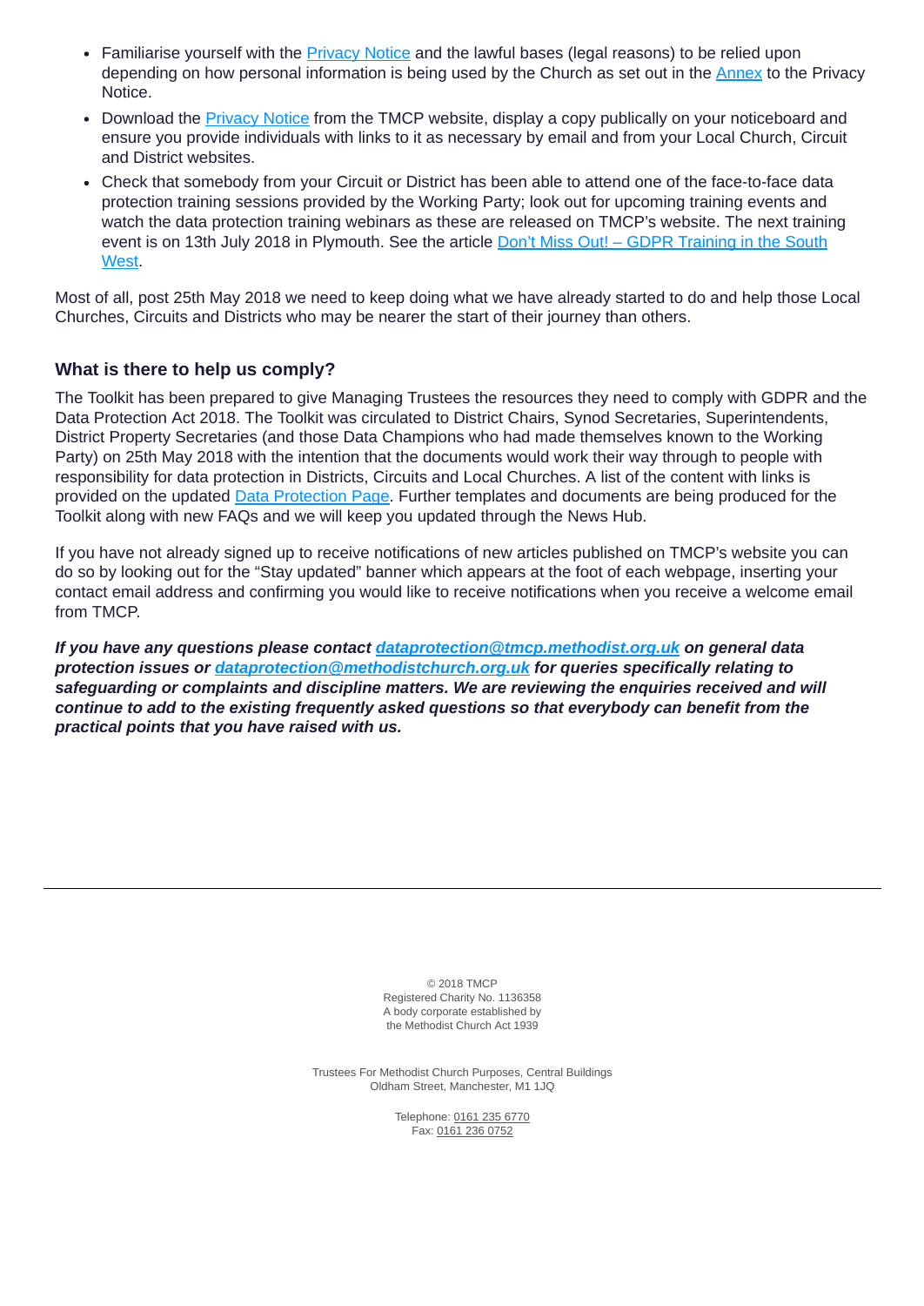- Familiarise yourself with the Privacy Notice and the lawful bases (legal reasons) to be relied upon depending on how personal information is being used by the Church as set out in the Annex to the Privacy Notice.
- Download the Privacy Notice from the TMCP website, display a copy publically on your noticeboard and ensure you provide individuals with links to it as necessary by email and from your Local Church, Circuit and District websites.
- Check that somebody from your Circuit or District has been able to attend one of the face-to-face data protection training sessions provided by the Working Party; look out for upcoming training events and watch the data protection training webinars as these are released on TMCP's website. The next training event is on 13th July 2018 in Plymouth. See the article Don't Miss Out! – GDPR Training in the South West.

Most of all, post 25th May 2018 we need to keep doing what we have already started to do and help those Local Churches, Circuits and Districts who may be nearer the start of their journey than others.

### What is there to help us comply?

The Toolkit has been prepared to give Managing Trustees the resources they need to comply with GDPR and the Data Protection Act 2018. The Toolkit was circulated to District Chairs, Synod Secretaries, Superintendents, District Property Secretaries (and those Data Champions who had made themselves known to the Working Party) on 25th May 2018 with the intention that the documents would work their way through to people with responsibility for data protection in Districts, Circuits and Local Churches. A list of the content with links is provided on the updated Data Protection Page. Further templates and documents are being produced for the Toolkit along with new FAQs and we will keep you updated through the News Hub.

If you have not already signed up to receive notifications of new articles published on TMCP's website you can do so by looking out for the "Stay updated" banner which appears at the foot of each webpage, inserting your contact email address and confirming you would like to receive notifications when you receive a welcome email from TMCP.

***If you have any questions please contact dataprotection@tmcp.methodist.org.uk on general data protection issues or dataprotection@methodistchurch.org.uk for queries specifically relating to safeguarding or complaints and discipline matters. We are reviewing the enquiries received and will continue to add to the existing frequently asked questions so that everybody can benefit from the practical points that you have raised with us.***

---

© 2018 TMCP
Registered Charity No. 1136358
A body corporate established by
the Methodist Church Act 1939

Trustees For Methodist Church Purposes, Central Buildings
Oldham Street, Manchester, M1 1JQ

Telephone: 0161 235 6770
Fax: 0161 236 0752